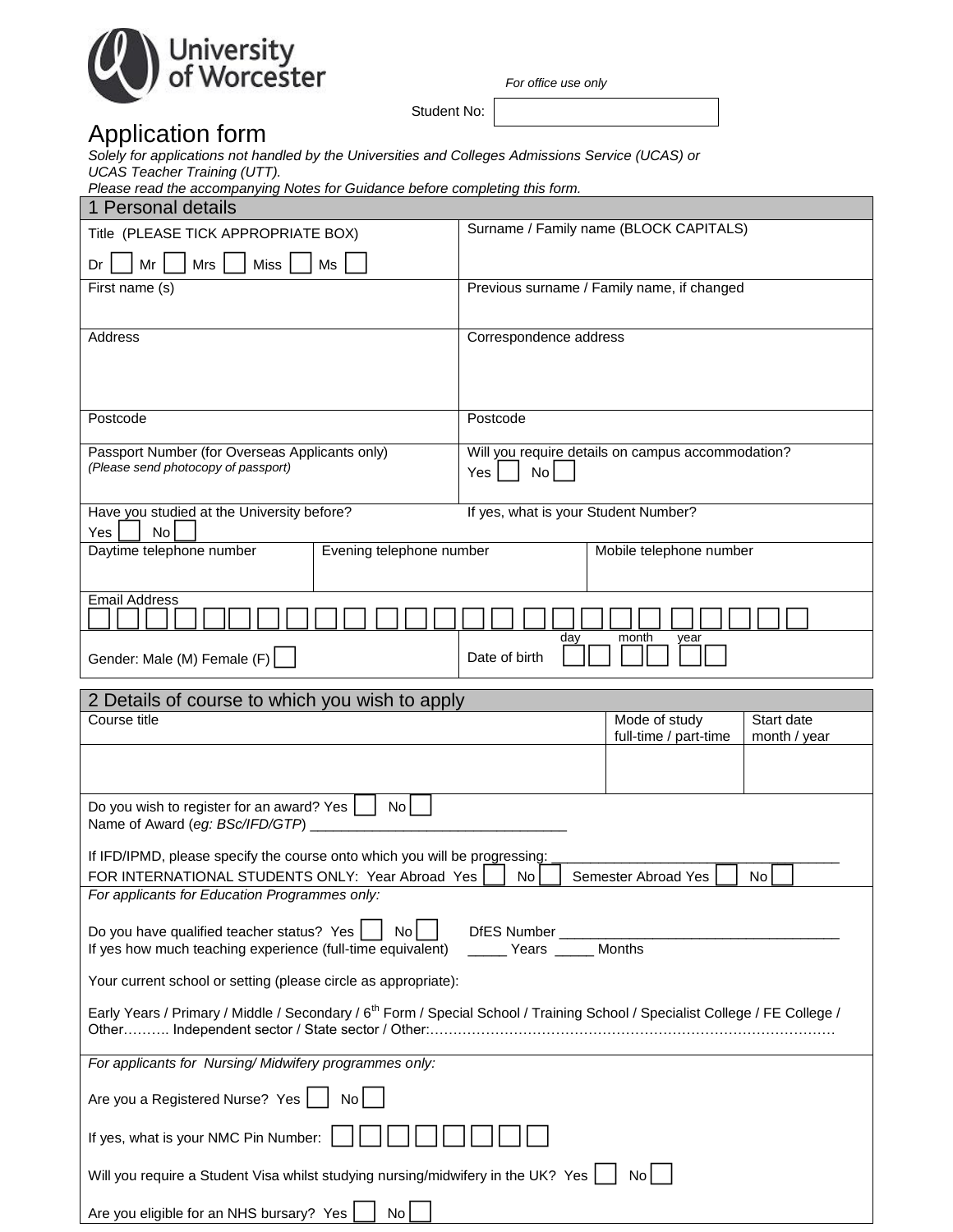University of Worcester

*For office use only*

Student No:

# Application form

*Solely for applications not handled by the Universities and Colleges Admissions Service (UCAS) or UCAS Teacher Training (UTT).*

*Please read the accompanying Notes for Guidance before completing this form.*

## 1 Personal details

| Title (PLEASE TICK APPROPRIATE BOX) Dr ☐ Mr ☐ Mrs ☐ Miss ☐ Ms ☐ | Surname / Family name (BLOCK CAPITALS) |
|---|---|
| First name (s) | Previous surname / Family name, if changed |
| Address | Correspondence address |
| Postcode | Postcode |
| Passport Number (for Overseas Applicants only) *(Please send photocopy of passport)* | Will you require details on campus accommodation? Yes ☐ No ☐ |
| Have you studied at the University before? Yes ☐ No ☐ | If yes, what is your Student Number? |

| Daytime telephone number | Evening telephone number | Mobile telephone number |
|---|---|---|
| | | |

Email Address

Gender: Male (M) Female (F) ☐

Date of birth: day / month / year

## 2 Details of course to which you wish to apply

| Course title | Mode of study full-time / part-time | Start date month / year |
|---|---|---|
| | | |

Do you wish to register for an award? Yes ☐ No ☐
Name of Award (*eg: BSc/IFD/GTP*) ________________________________

If IFD/IPMD, please specify the course onto which you will be progressing: ________________________________

FOR INTERNATIONAL STUDENTS ONLY: Year Abroad Yes ☐ No ☐ Semester Abroad Yes ☐ No ☐

*For applicants for Education Programmes only:*

Do you have qualified teacher status? Yes ☐ No ☐ DfES Number ___________________________________
If yes how much teaching experience (full-time equivalent) _____ Years _____ Months

Your current school or setting (please circle as appropriate):

Early Years / Primary / Middle / Secondary / 6th Form / Special School / Training School / Specialist College / FE College / Other………. Independent sector / State sector / Other:……………………………………………………………………………

*For applicants for Nursing/ Midwifery programmes only:*

Are you a Registered Nurse? Yes ☐ No ☐

If yes, what is your NMC Pin Number: ☐☐☐☐☐☐☐☐

Will you require a Student Visa whilst studying nursing/midwifery in the UK? Yes ☐ No ☐

Are you eligible for an NHS bursary? Yes ☐ No ☐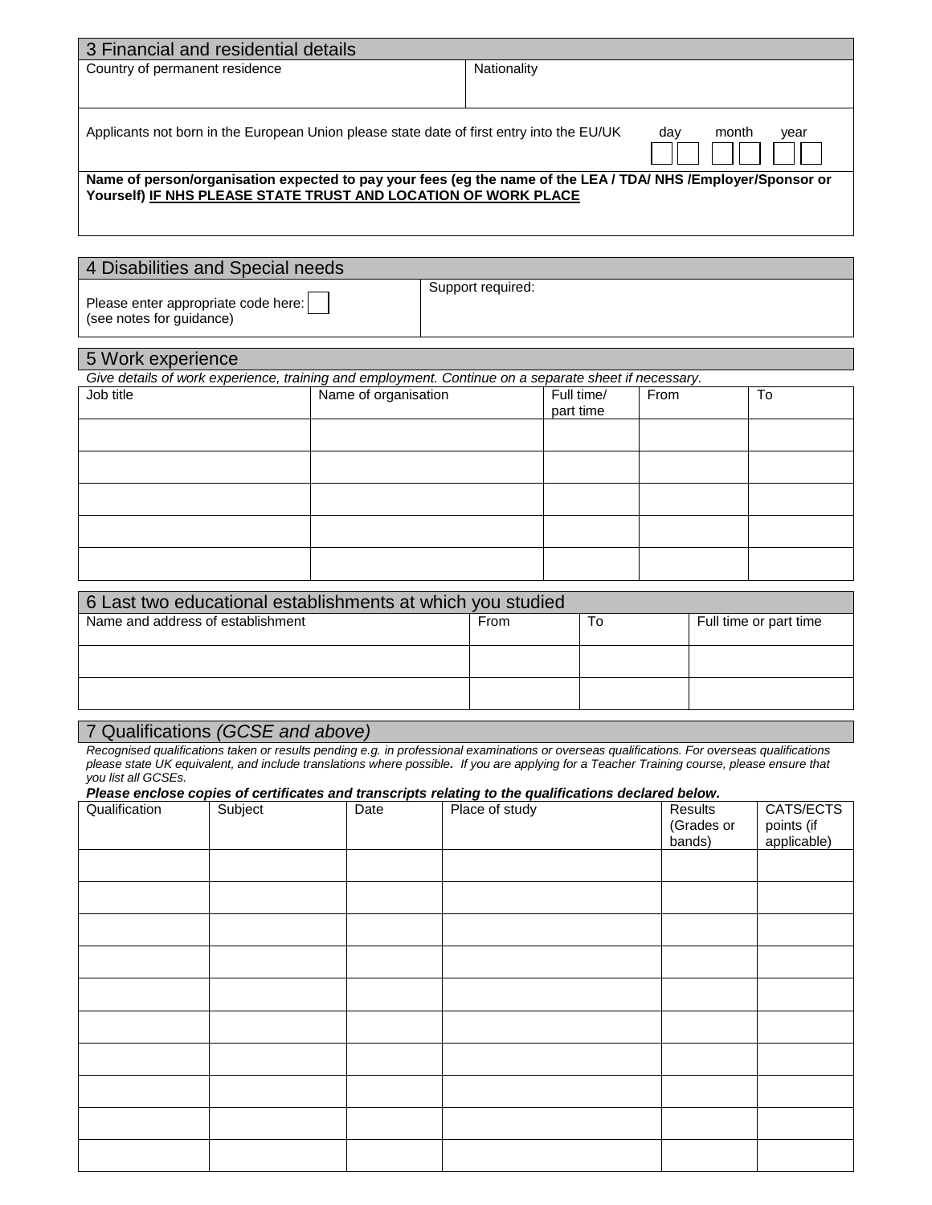## 3 Financial and residential details

| Country of permanent residence | Nationality |
|---|---|
| | |

Applicants not born in the European Union please state date of first entry into the EU/UK   day ☐☐ month ☐☐ year ☐☐

**Name of person/organisation expected to pay your fees (eg the name of the LEA / TDA/ NHS /Employer/Sponsor or Yourself) IF NHS PLEASE STATE TRUST AND LOCATION OF WORK PLACE**

## 4 Disabilities and Special needs

| Please enter appropriate code here: ☐ (see notes for guidance) | Support required: |
|---|---|

## 5 Work experience

*Give details of work experience, training and employment. Continue on a separate sheet if necessary.*

| Job title | Name of organisation | Full time/ part time | From | To |
|---|---|---|---|---|
| | | | | |
| | | | | |
| | | | | |
| | | | | |
| | | | | |

## 6 Last two educational establishments at which you studied

| Name and address of establishment | From | To | Full time or part time |
|---|---|---|---|
| | | | |
| | | | |

## 7 Qualifications *(GCSE and above)*

*Recognised qualifications taken or results pending e.g. in professional examinations or overseas qualifications. For overseas qualifications please state UK equivalent, and include translations where possible. If you are applying for a Teacher Training course, please ensure that you list all GCSEs.*

***Please enclose copies of certificates and transcripts relating to the qualifications declared below.***

| Qualification | Subject | Date | Place of study | Results (Grades or bands) | CATS/ECTS points (if applicable) |
|---|---|---|---|---|---|
| | | | | | |
| | | | | | |
| | | | | | |
| | | | | | |
| | | | | | |
| | | | | | |
| | | | | | |
| | | | | | |
| | | | | | |
| | | | | | |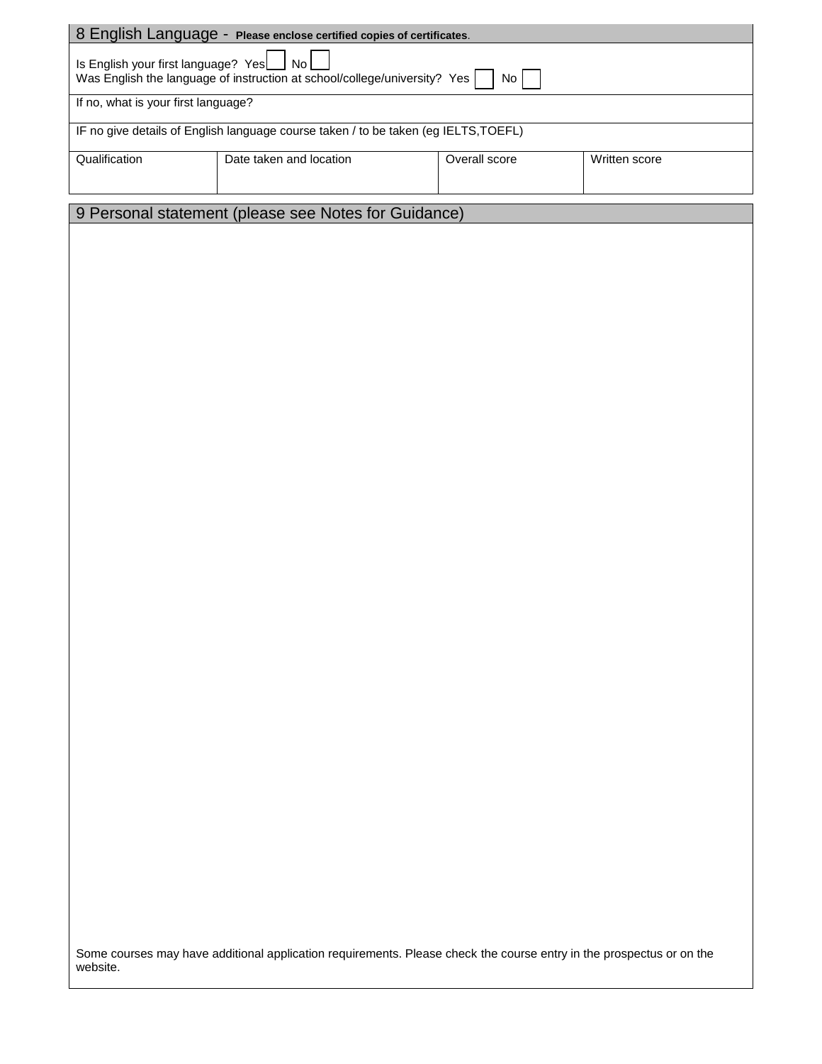## 8 English Language - **Please enclose certified copies of certificates**.

Is English your first language? Yes ☐ No ☐
Was English the language of instruction at school/college/university? Yes ☐ No ☐

If no, what is your first language?

IF no give details of English language course taken / to be taken (eg IELTS,TOEFL)

| Qualification | Date taken and location | Overall score | Written score |
|---|---|---|---|
| | | | |

## 9 Personal statement (please see Notes for Guidance)

Some courses may have additional application requirements. Please check the course entry in the prospectus or on the website.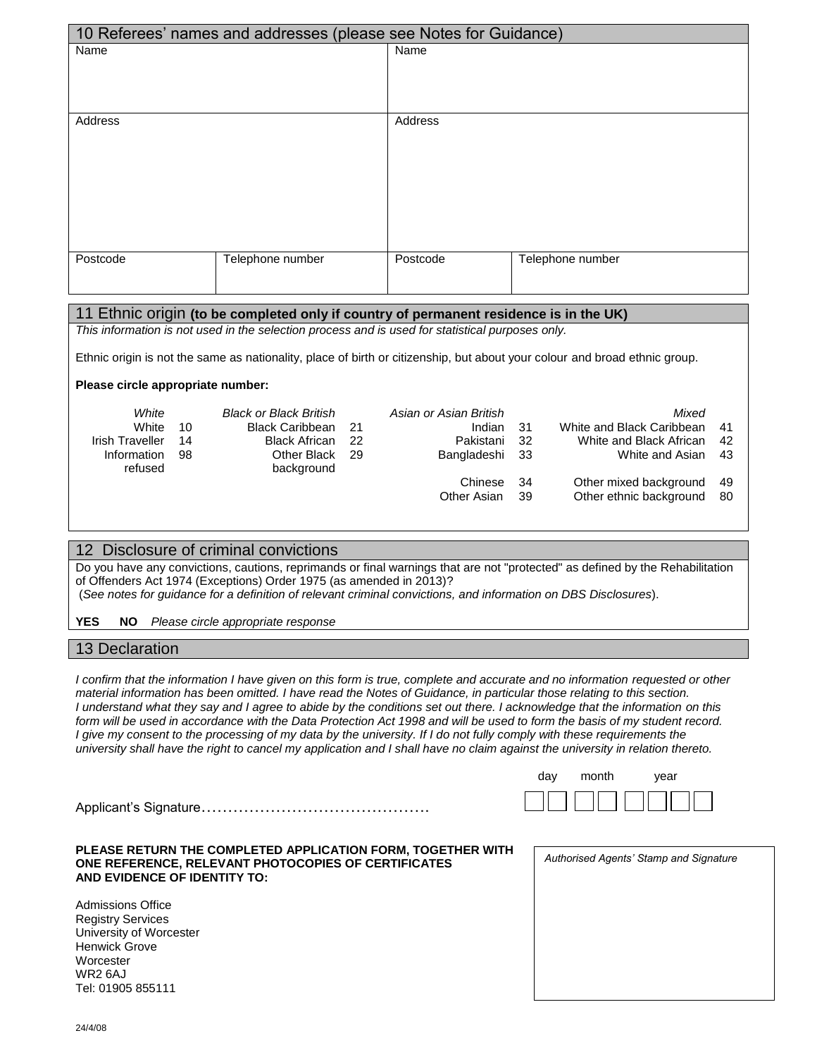## 10 Referees' names and addresses (please see Notes for Guidance)

| Name | | Name | |
|---|---|---|---|
| | | | |
| Address | | Address | |
| | | | |
| Postcode | Telephone number | Postcode | Telephone number |
| | | | |

## 11 Ethnic origin **(to be completed only if country of permanent residence is in the UK)**

*This information is not used in the selection process and is used for statistical purposes only.*

Ethnic origin is not the same as nationality, place of birth or citizenship, but about your colour and broad ethnic group.

**Please circle appropriate number:**

| *White* | | *Black or Black British* | | *Asian or Asian British* | | *Mixed* | |
|---|---|---|---|---|---|---|---|
| White | 10 | Black Caribbean | 21 | Indian | 31 | White and Black Caribbean | 41 |
| Irish Traveller | 14 | Black African | 22 | Pakistani | 32 | White and Black African | 42 |
| Information refused | 98 | Other Black background | 29 | Bangladeshi | 33 | White and Asian | 43 |
| | | | | Chinese | 34 | Other mixed background | 49 |
| | | | | Other Asian | 39 | Other ethnic background | 80 |

## 12 Disclosure of criminal convictions

Do you have any convictions, cautions, reprimands or final warnings that are not "protected" as defined by the Rehabilitation of Offenders Act 1974 (Exceptions) Order 1975 (as amended in 2013)?
(*See notes for guidance for a definition of relevant criminal convictions, and information on DBS Disclosures*).

**YES** **NO** *Please circle appropriate response*

## 13 Declaration

*I confirm that the information I have given on this form is true, complete and accurate and no information requested or other material information has been omitted. I have read the Notes of Guidance, in particular those relating to this section. I understand what they say and I agree to abide by the conditions set out there. I acknowledge that the information on this form will be used in accordance with the Data Protection Act 1998 and will be used to form the basis of my student record. I give my consent to the processing of my data by the university. If I do not fully comply with these requirements the university shall have the right to cancel my application and I shall have no claim against the university in relation thereto.*

Applicant's Signature……………………………………… day month year

**PLEASE RETURN THE COMPLETED APPLICATION FORM, TOGETHER WITH ONE REFERENCE, RELEVANT PHOTOCOPIES OF CERTIFICATES AND EVIDENCE OF IDENTITY TO:**

Admissions Office
Registry Services
University of Worcester
Henwick Grove
Worcester
WR2 6AJ
Tel: 01905 855111

*Authorised Agents' Stamp and Signature*

24/4/08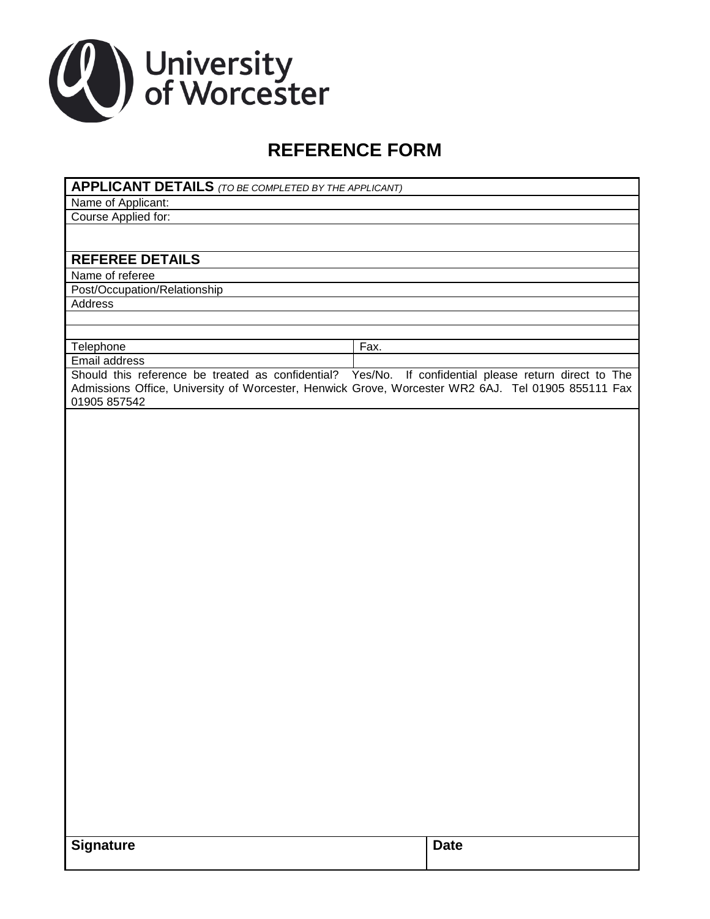University of Worcester

# REFERENCE FORM

| **APPLICANT DETAILS** *(TO BE COMPLETED BY THE APPLICANT)* | |
|---|---|
| Name of Applicant: | |
| Course Applied for: | |
| | |
| **REFEREE DETAILS** | |
| Name of referee | |
| Post/Occupation/Relationship | |
| Address | |
| | |
| | |
| Telephone | Fax. |
| Email address | |
| Should this reference be treated as confidential? Yes/No. If confidential please return direct to The Admissions Office, University of Worcester, Henwick Grove, Worcester WR2 6AJ. Tel 01905 855111 Fax 01905 857542 | |
| | |
| **Signature** | **Date** |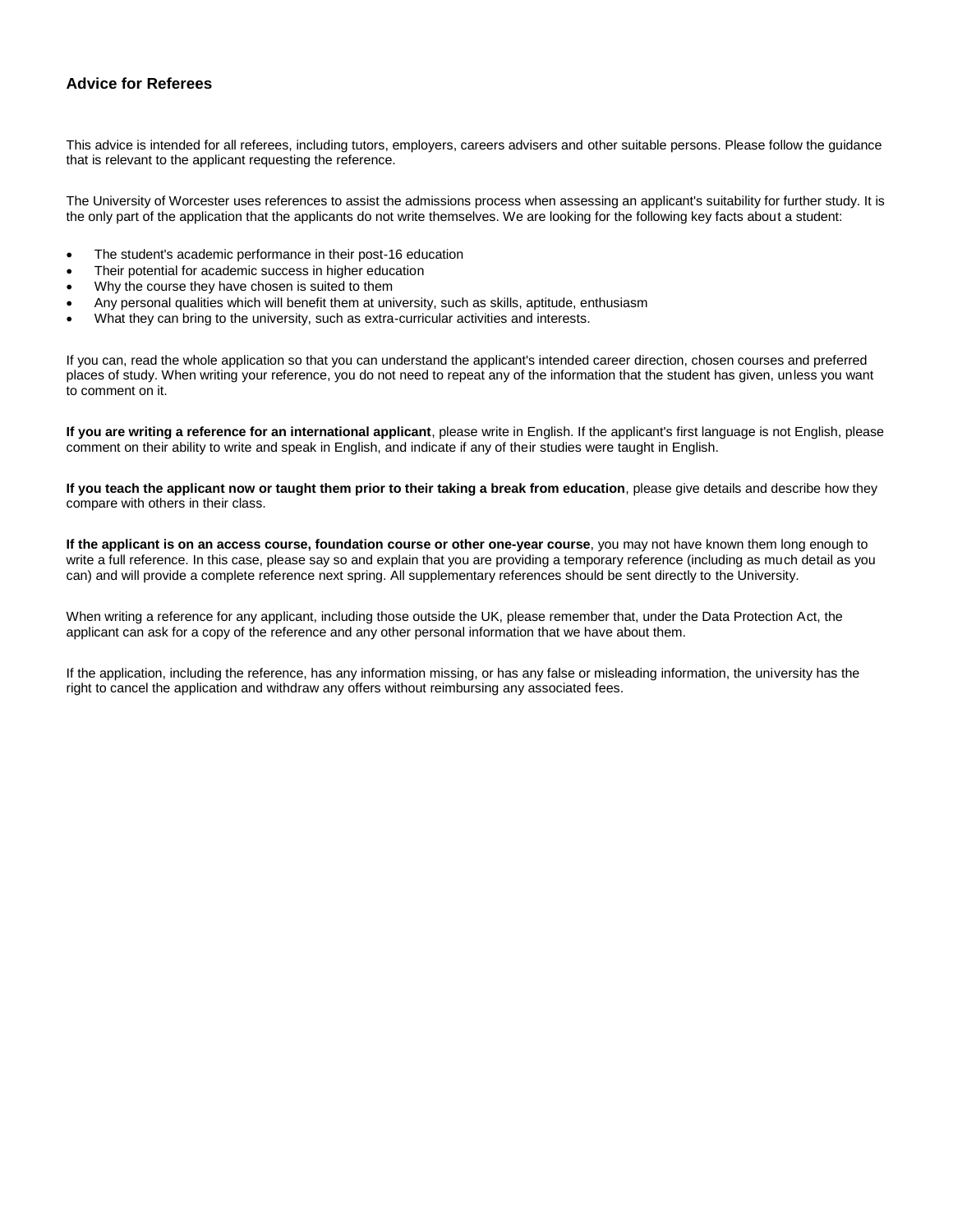## Advice for Referees

This advice is intended for all referees, including tutors, employers, careers advisers and other suitable persons. Please follow the guidance that is relevant to the applicant requesting the reference.

The University of Worcester uses references to assist the admissions process when assessing an applicant's suitability for further study. It is the only part of the application that the applicants do not write themselves. We are looking for the following key facts about a student:

- The student's academic performance in their post-16 education
- Their potential for academic success in higher education
- Why the course they have chosen is suited to them
- Any personal qualities which will benefit them at university, such as skills, aptitude, enthusiasm
- What they can bring to the university, such as extra-curricular activities and interests.

If you can, read the whole application so that you can understand the applicant's intended career direction, chosen courses and preferred places of study. When writing your reference, you do not need to repeat any of the information that the student has given, unless you want to comment on it.

**If you are writing a reference for an international applicant**, please write in English. If the applicant's first language is not English, please comment on their ability to write and speak in English, and indicate if any of their studies were taught in English.

**If you teach the applicant now or taught them prior to their taking a break from education**, please give details and describe how they compare with others in their class.

**If the applicant is on an access course, foundation course or other one-year course**, you may not have known them long enough to write a full reference. In this case, please say so and explain that you are providing a temporary reference (including as much detail as you can) and will provide a complete reference next spring. All supplementary references should be sent directly to the University.

When writing a reference for any applicant, including those outside the UK, please remember that, under the Data Protection Act, the applicant can ask for a copy of the reference and any other personal information that we have about them.

If the application, including the reference, has any information missing, or has any false or misleading information, the university has the right to cancel the application and withdraw any offers without reimbursing any associated fees.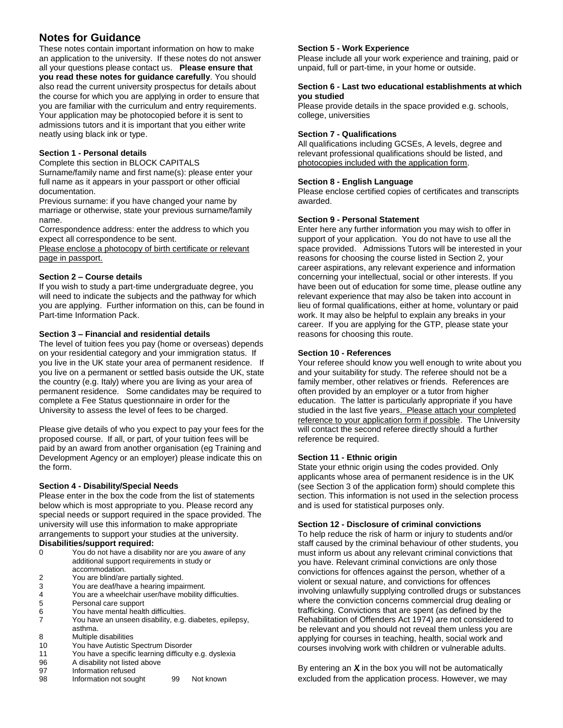# Notes for Guidance

These notes contain important information on how to make an application to the university. If these notes do not answer all your questions please contact us. **Please ensure that you read these notes for guidance carefully**. You should also read the current university prospectus for details about the course for which you are applying in order to ensure that you are familiar with the curriculum and entry requirements. Your application may be photocopied before it is sent to admissions tutors and it is important that you either write neatly using black ink or type.

### Section 1 - Personal details

Complete this section in BLOCK CAPITALS

Surname/family name and first name(s): please enter your full name as it appears in your passport or other official documentation.

Previous surname: if you have changed your name by marriage or otherwise, state your previous surname/family name.

Correspondence address: enter the address to which you expect all correspondence to be sent.

Please enclose a photocopy of birth certificate or relevant page in passport.

### Section 2 – Course details

If you wish to study a part-time undergraduate degree, you will need to indicate the subjects and the pathway for which you are applying. Further information on this, can be found in Part-time Information Pack.

### Section 3 – Financial and residential details

The level of tuition fees you pay (home or overseas) depends on your residential category and your immigration status. If you live in the UK state your area of permanent residence. If you live on a permanent or settled basis outside the UK, state the country (e.g. Italy) where you are living as your area of permanent residence. Some candidates may be required to complete a Fee Status questionnaire in order for the University to assess the level of fees to be charged.

Please give details of who you expect to pay your fees for the proposed course. If all, or part, of your tuition fees will be paid by an award from another organisation (eg Training and Development Agency or an employer) please indicate this on the form.

### Section 4 - Disability/Special Needs

Please enter in the box the code from the list of statements below which is most appropriate to you. Please record any special needs or support required in the space provided. The university will use this information to make appropriate arrangements to support your studies at the university.

**Disabilities/support required:**

- 0 You do not have a disability nor are you aware of any additional support requirements in study or accommodation.
- 2 You are blind/are partially sighted.
- 3 You are deaf/have a hearing impairment.
- 4 You are a wheelchair user/have mobility difficulties.
- 5 Personal care support
- 6 You have mental health difficulties.
- 7 You have an unseen disability, e.g. diabetes, epilepsy, asthma.
- 8 Multiple disabilities
- 10 You have Autistic Spectrum Disorder
- 11 You have a specific learning difficulty e.g. dyslexia
- 96 A disability not listed above
- 97 Information refused
- 98 Information not sought
- 99 Not known

### Section 5 - Work Experience

Please include all your work experience and training, paid or unpaid, full or part-time, in your home or outside.

### Section 6 - Last two educational establishments at which you studied

Please provide details in the space provided e.g. schools, college, universities

### Section 7 - Qualifications

All qualifications including GCSEs, A levels, degree and relevant professional qualifications should be listed, and photocopies included with the application form.

### Section 8 - English Language

Please enclose certified copies of certificates and transcripts awarded.

### Section 9 - Personal Statement

Enter here any further information you may wish to offer in support of your application. You do not have to use all the space provided. Admissions Tutors will be interested in your reasons for choosing the course listed in Section 2, your career aspirations, any relevant experience and information concerning your intellectual, social or other interests. If you have been out of education for some time, please outline any relevant experience that may also be taken into account in lieu of formal qualifications, either at home, voluntary or paid work. It may also be helpful to explain any breaks in your career. If you are applying for the GTP, please state your reasons for choosing this route.

### Section 10 - References

Your referee should know you well enough to write about you and your suitability for study. The referee should not be a family member, other relatives or friends. References are often provided by an employer or a tutor from higher education. The latter is particularly appropriate if you have studied in the last five years. Please attach your completed reference to your application form if possible. The University will contact the second referee directly should a further reference be required.

### Section 11 - Ethnic origin

State your ethnic origin using the codes provided. Only applicants whose area of permanent residence is in the UK (see Section 3 of the application form) should complete this section. This information is not used in the selection process and is used for statistical purposes only.

### Section 12 - Disclosure of criminal convictions

To help reduce the risk of harm or injury to students and/or staff caused by the criminal behaviour of other students, you must inform us about any relevant criminal convictions that you have. Relevant criminal convictions are only those convictions for offences against the person, whether of a violent or sexual nature, and convictions for offences involving unlawfully supplying controlled drugs or substances where the conviction concerns commercial drug dealing or trafficking. Convictions that are spent (as defined by the Rehabilitation of Offenders Act 1974) are not considered to be relevant and you should not reveal them unless you are applying for courses in teaching, health, social work and courses involving work with children or vulnerable adults.

By entering an X in the box you will not be automatically excluded from the application process. However, we may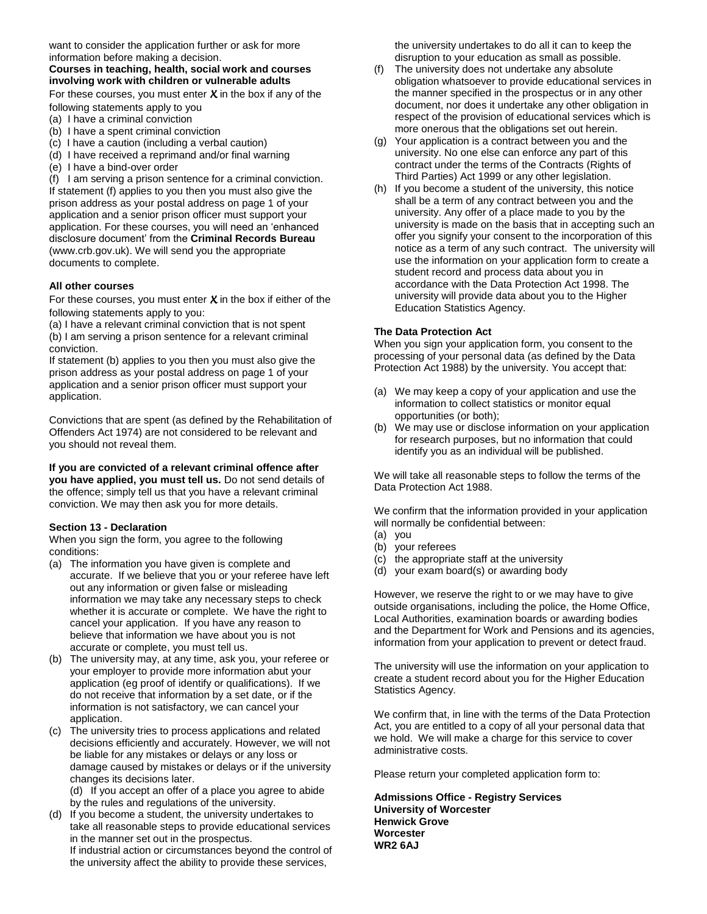want to consider the application further or ask for more information before making a decision.

**Courses in teaching, health, social work and courses involving work with children or vulnerable adults**

For these courses, you must enter **X** in the box if any of the following statements apply to you

(a) I have a criminal conviction
(b) I have a spent criminal conviction
(c) I have a caution (including a verbal caution)
(d) I have received a reprimand and/or final warning
(e) I have a bind-over order
(f) I am serving a prison sentence for a criminal conviction.

If statement (f) applies to you then you must also give the prison address as your postal address on page 1 of your application and a senior prison officer must support your application. For these courses, you will need an 'enhanced disclosure document' from the **Criminal Records Bureau** (www.crb.gov.uk). We will send you the appropriate documents to complete.

**All other courses**

For these courses, you must enter **X** in the box if either of the following statements apply to you:

(a) I have a relevant criminal conviction that is not spent
(b) I am serving a prison sentence for a relevant criminal conviction.

If statement (b) applies to you then you must also give the prison address as your postal address on page 1 of your application and a senior prison officer must support your application.

Convictions that are spent (as defined by the Rehabilitation of Offenders Act 1974) are not considered to be relevant and you should not reveal them.

**If you are convicted of a relevant criminal offence after you have applied, you must tell us.** Do not send details of the offence; simply tell us that you have a relevant criminal conviction. We may then ask you for more details.

**Section 13 - Declaration**

When you sign the form, you agree to the following conditions:

(a) The information you have given is complete and accurate. If we believe that you or your referee have left out any information or given false or misleading information we may take any necessary steps to check whether it is accurate or complete. We have the right to cancel your application. If you have any reason to believe that information we have about you is not accurate or complete, you must tell us.
(b) The university may, at any time, ask you, your referee or your employer to provide more information abut your application (eg proof of identify or qualifications). If we do not receive that information by a set date, or if the information is not satisfactory, we can cancel your application.
(c) The university tries to process applications and related decisions efficiently and accurately. However, we will not be liable for any mistakes or delays or any loss or damage caused by mistakes or delays or if the university changes its decisions later.
(d) If you accept an offer of a place you agree to abide by the rules and regulations of the university.
(d) If you become a student, the university undertakes to take all reasonable steps to provide educational services in the manner set out in the prospectus.
If industrial action or circumstances beyond the control of the university affect the ability to provide these services, the university undertakes to do all it can to keep the disruption to your education as small as possible.
(f) The university does not undertake any absolute obligation whatsoever to provide educational services in the manner specified in the prospectus or in any other document, nor does it undertake any other obligation in respect of the provision of educational services which is more onerous that the obligations set out herein.
(g) Your application is a contract between you and the university. No one else can enforce any part of this contract under the terms of the Contracts (Rights of Third Parties) Act 1999 or any other legislation.
(h) If you become a student of the university, this notice shall be a term of any contract between you and the university. Any offer of a place made to you by the university is made on the basis that in accepting such an offer you signify your consent to the incorporation of this notice as a term of any such contract. The university will use the information on your application form to create a student record and process data about you in accordance with the Data Protection Act 1998. The university will provide data about you to the Higher Education Statistics Agency.

**The Data Protection Act**

When you sign your application form, you consent to the processing of your personal data (as defined by the Data Protection Act 1988) by the university. You accept that:

(a) We may keep a copy of your application and use the information to collect statistics or monitor equal opportunities (or both);
(b) We may use or disclose information on your application for research purposes, but no information that could identify you as an individual will be published.

We will take all reasonable steps to follow the terms of the Data Protection Act 1988.

We confirm that the information provided in your application will normally be confidential between:

(a) you
(b) your referees
(c) the appropriate staff at the university
(d) your exam board(s) or awarding body

However, we reserve the right to or we may have to give outside organisations, including the police, the Home Office, Local Authorities, examination boards or awarding bodies and the Department for Work and Pensions and its agencies, information from your application to prevent or detect fraud.

The university will use the information on your application to create a student record about you for the Higher Education Statistics Agency.

We confirm that, in line with the terms of the Data Protection Act, you are entitled to a copy of all your personal data that we hold. We will make a charge for this service to cover administrative costs.

Please return your completed application form to:

**Admissions Office - Registry Services**
**University of Worcester**
**Henwick Grove**
**Worcester**
**WR2 6AJ**